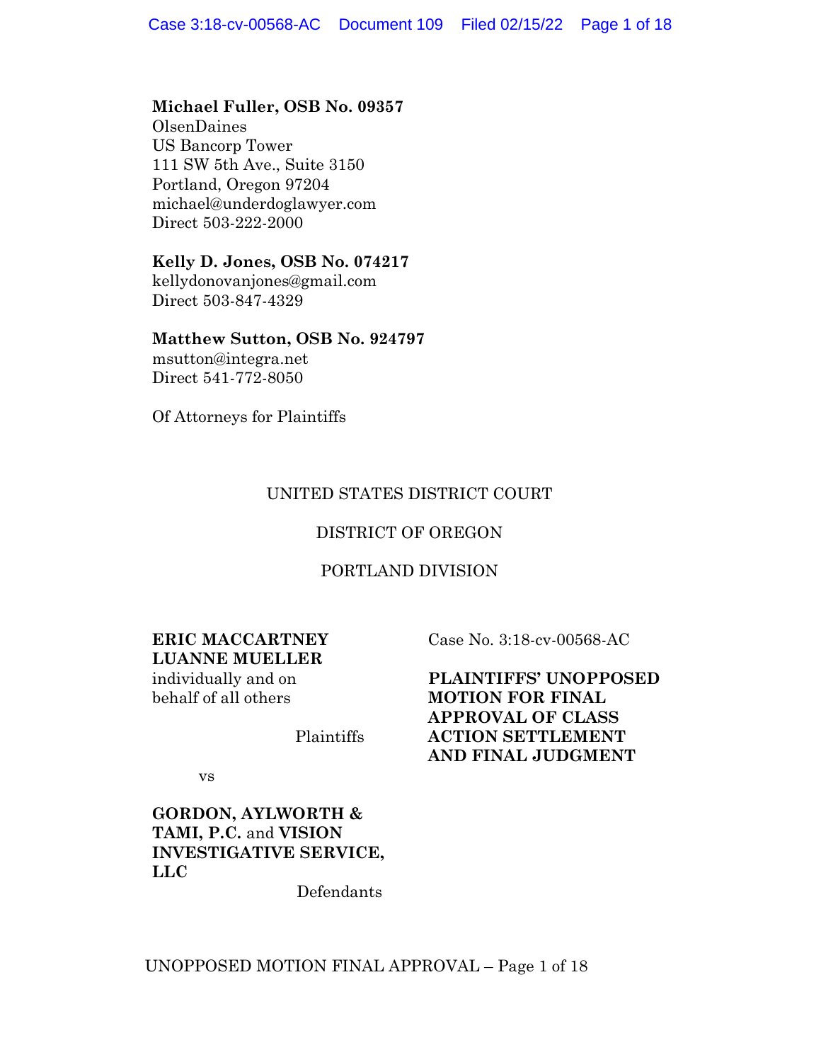**Michael Fuller, OSB No. 09357**
OlsenDaines
US Bancorp Tower
111 SW 5th Ave., Suite 3150
Portland, Oregon 97204
michael@underdoglawyer.com
Direct 503-222-2000

**Kelly D. Jones, OSB No. 074217**
kellydonovanjones@gmail.com
Direct 503-847-4329

**Matthew Sutton, OSB No. 924797**
msutton@integra.net
Direct 541-772-8050

Of Attorneys for Plaintiffs

UNITED STATES DISTRICT COURT

DISTRICT OF OREGON

PORTLAND DIVISION

**ERIC MACCARTNEY**
**LUANNE MUELLER**
individually and on behalf of all others

Plaintiffs

vs

**GORDON, AYLWORTH & TAMI, P.C.** and **VISION INVESTIGATIVE SERVICE, LLC**

Defendants

Case No. 3:18-cv-00568-AC

**PLAINTIFFS' UNOPPOSED MOTION FOR FINAL APPROVAL OF CLASS ACTION SETTLEMENT AND FINAL JUDGMENT**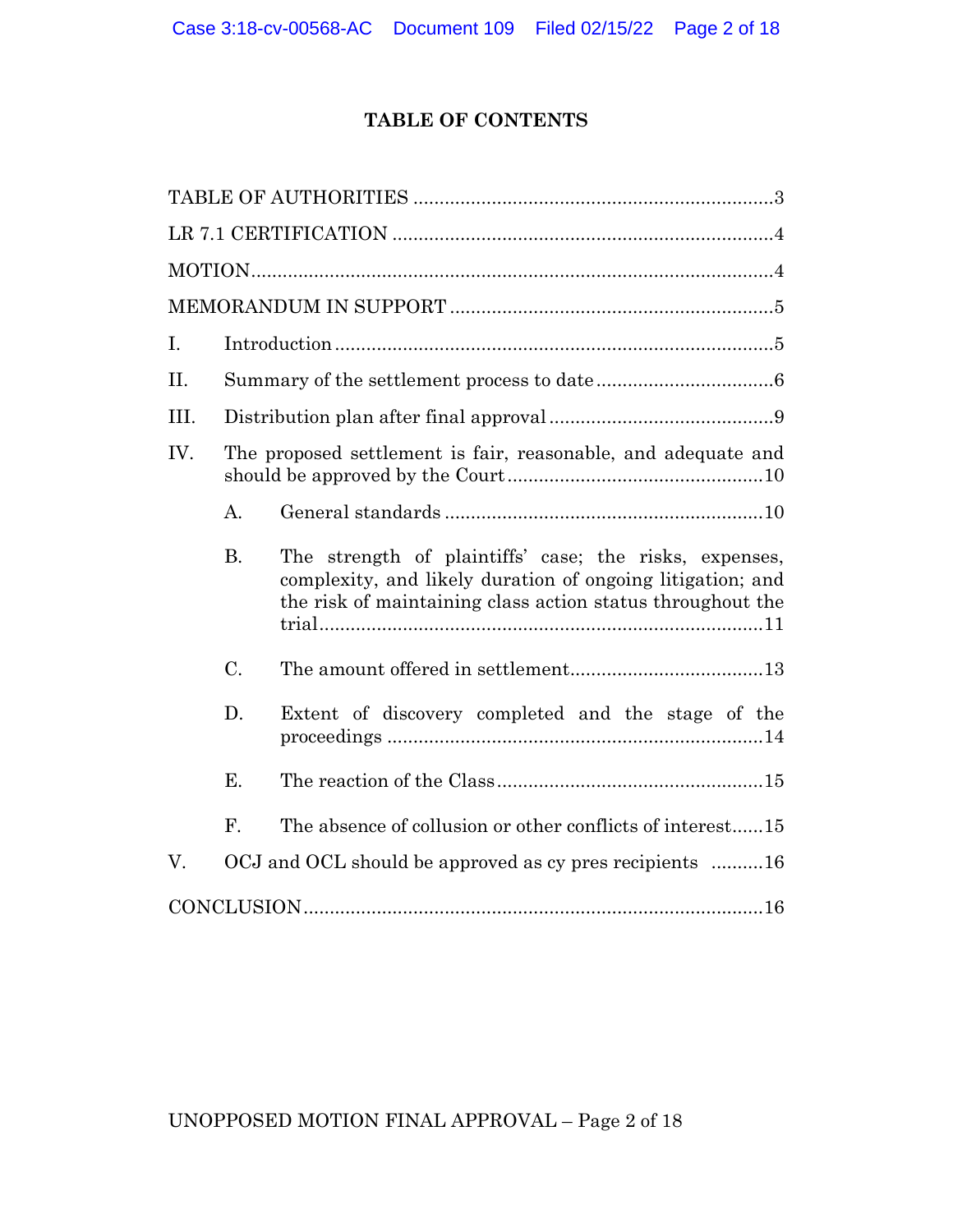## TABLE OF CONTENTS

TABLE OF AUTHORITIES ..................................................................... 3

LR 7.1 CERTIFICATION ........................................................................ 4

MOTION.................................................................................................... 4

MEMORANDUM IN SUPPORT ............................................................. 5

I. Introduction ................................................................................... 5

II. Summary of the settlement process to date .................................. 6

III. Distribution plan after final approval ........................................... 9

IV. The proposed settlement is fair, reasonable, and adequate and should be approved by the Court ................................................ 10

   A. General standards ............................................................. 10

   B. The strength of plaintiffs' case; the risks, expenses, complexity, and likely duration of ongoing litigation; and the risk of maintaining class action status throughout the trial..................................................................................... 11

   C. The amount offered in settlement..................................... 13

   D. Extent of discovery completed and the stage of the proceedings ....................................................................... 14

   E. The reaction of the Class ................................................... 15

   F. The absence of collusion or other conflicts of interest...... 15

V. OCJ and OCL should be approved as cy pres recipients .......... 16

CONCLUSION....................................................................................... 16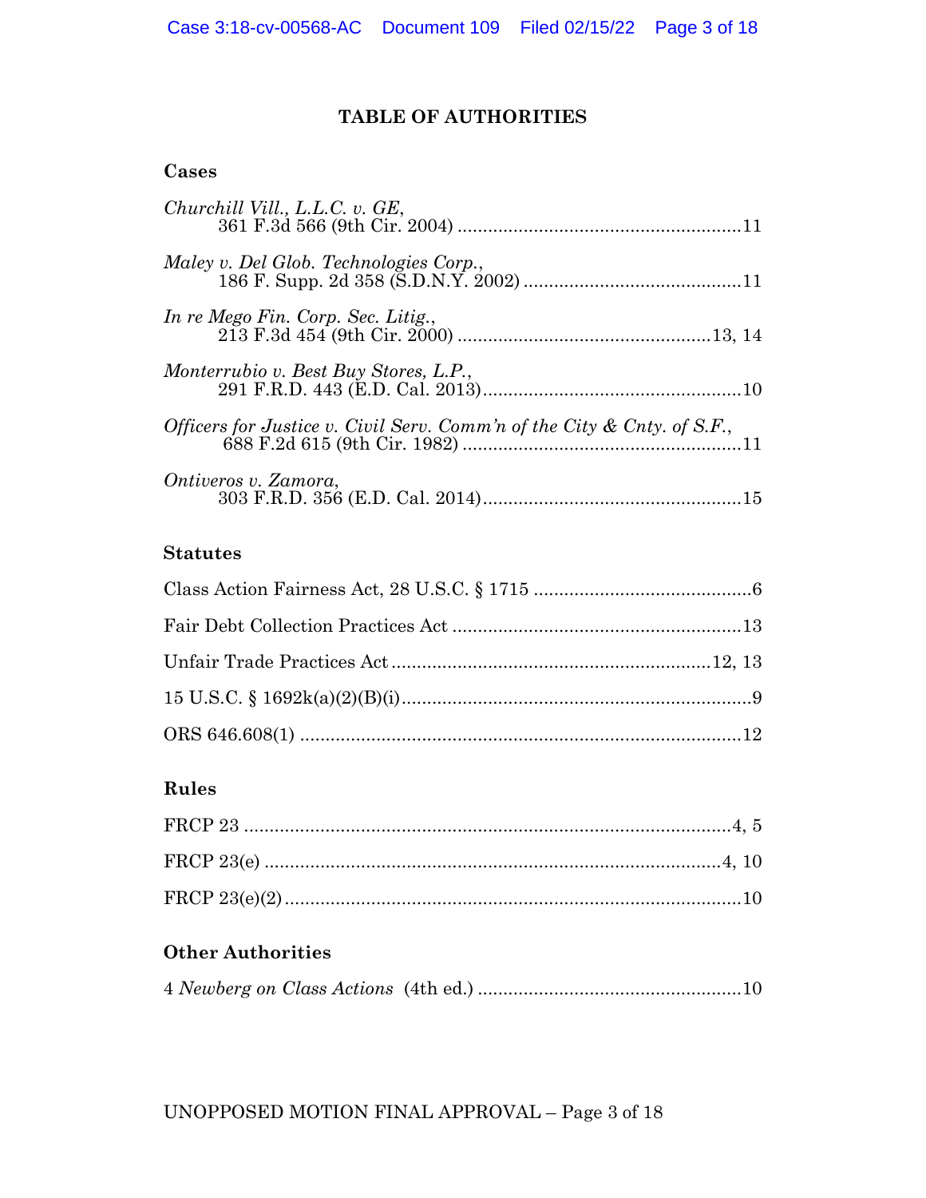# TABLE OF AUTHORITIES

## Cases

*Churchill Vill., L.L.C. v. GE*,
361 F.3d 566 (9th Cir. 2004) .......................................................11

*Maley v. Del Glob. Technologies Corp.*,
186 F. Supp. 2d 358 (S.D.N.Y. 2002) ..........................................11

*In re Mego Fin. Corp. Sec. Litig.*,
213 F.3d 454 (9th Cir. 2000) .................................................13, 14

*Monterrubio v. Best Buy Stores, L.P.*,
291 F.R.D. 443 (E.D. Cal. 2013)..................................................10

*Officers for Justice v. Civil Serv. Comm'n of the City & Cnty. of S.F.*,
688 F.2d 615 (9th Cir. 1982) ......................................................11

*Ontiveros v. Zamora*,
303 F.R.D. 356 (E.D. Cal. 2014)..................................................15

## Statutes

Class Action Fairness Act, 28 U.S.C. § 1715 ..........................................6

Fair Debt Collection Practices Act ........................................................13

Unfair Trade Practices Act ...............................................................12, 13

15 U.S.C. § 1692k(a)(2)(B)(i)....................................................................9

ORS 646.608(1) ......................................................................................12

## Rules

FRCP 23 ...............................................................................................4, 5

FRCP 23(e) .........................................................................................4, 10

FRCP 23(e)(2).........................................................................................10

## Other Authorities

4 *Newberg on Class Actions* (4th ed.) ...................................................10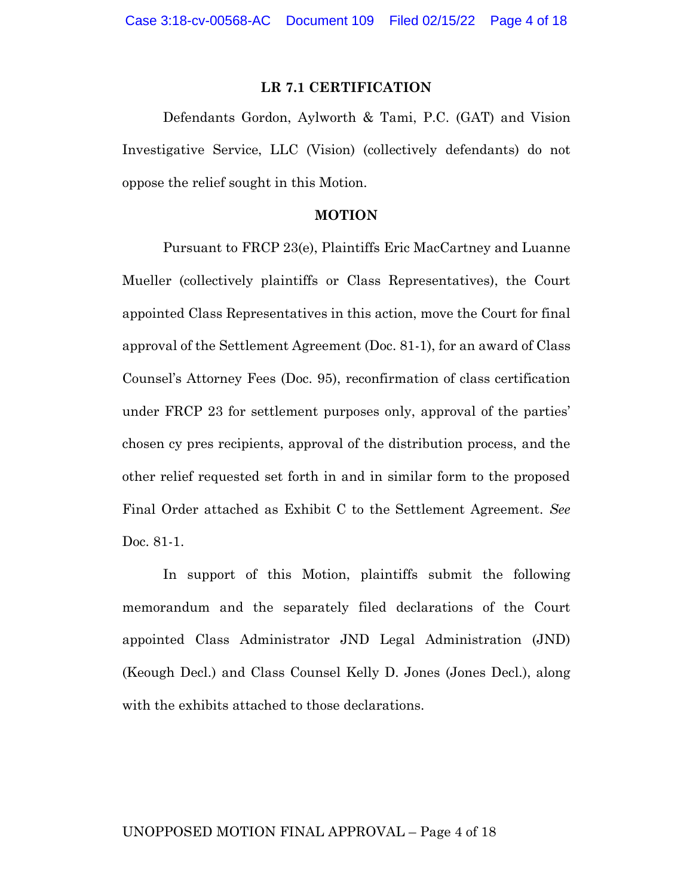## LR 7.1 CERTIFICATION

Defendants Gordon, Aylworth & Tami, P.C. (GAT) and Vision Investigative Service, LLC (Vision) (collectively defendants) do not oppose the relief sought in this Motion.

## MOTION

Pursuant to FRCP 23(e), Plaintiffs Eric MacCartney and Luanne Mueller (collectively plaintiffs or Class Representatives), the Court appointed Class Representatives in this action, move the Court for final approval of the Settlement Agreement (Doc. 81-1), for an award of Class Counsel's Attorney Fees (Doc. 95), reconfirmation of class certification under FRCP 23 for settlement purposes only, approval of the parties' chosen cy pres recipients, approval of the distribution process, and the other relief requested set forth in and in similar form to the proposed Final Order attached as Exhibit C to the Settlement Agreement. *See* Doc. 81-1.

In support of this Motion, plaintiffs submit the following memorandum and the separately filed declarations of the Court appointed Class Administrator JND Legal Administration (JND) (Keough Decl.) and Class Counsel Kelly D. Jones (Jones Decl.), along with the exhibits attached to those declarations.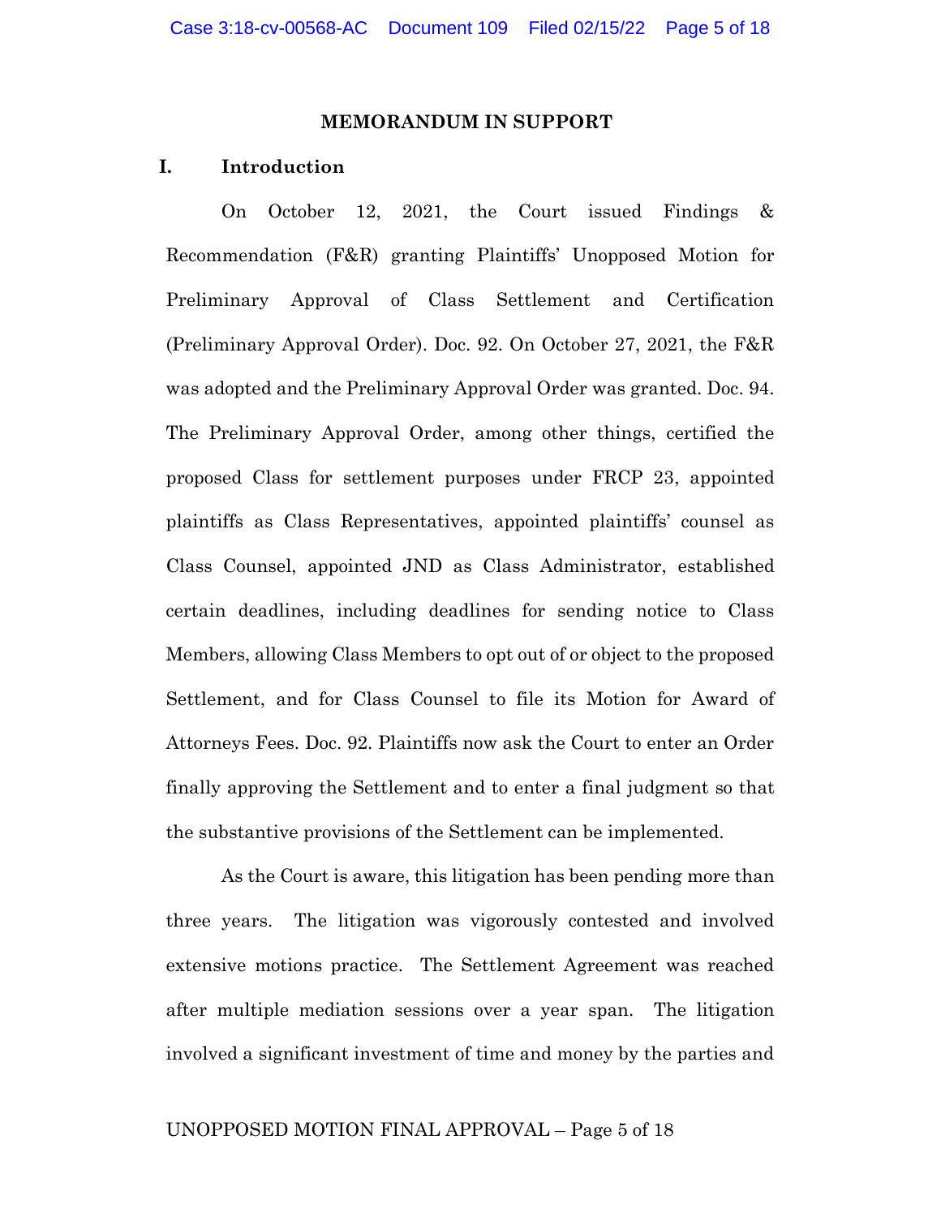## MEMORANDUM IN SUPPORT

### I. Introduction

On October 12, 2021, the Court issued Findings & Recommendation (F&R) granting Plaintiffs' Unopposed Motion for Preliminary Approval of Class Settlement and Certification (Preliminary Approval Order). Doc. 92. On October 27, 2021, the F&R was adopted and the Preliminary Approval Order was granted. Doc. 94. The Preliminary Approval Order, among other things, certified the proposed Class for settlement purposes under FRCP 23, appointed plaintiffs as Class Representatives, appointed plaintiffs' counsel as Class Counsel, appointed JND as Class Administrator, established certain deadlines, including deadlines for sending notice to Class Members, allowing Class Members to opt out of or object to the proposed Settlement, and for Class Counsel to file its Motion for Award of Attorneys Fees. Doc. 92. Plaintiffs now ask the Court to enter an Order finally approving the Settlement and to enter a final judgment so that the substantive provisions of the Settlement can be implemented.

As the Court is aware, this litigation has been pending more than three years. The litigation was vigorously contested and involved extensive motions practice. The Settlement Agreement was reached after multiple mediation sessions over a year span. The litigation involved a significant investment of time and money by the parties and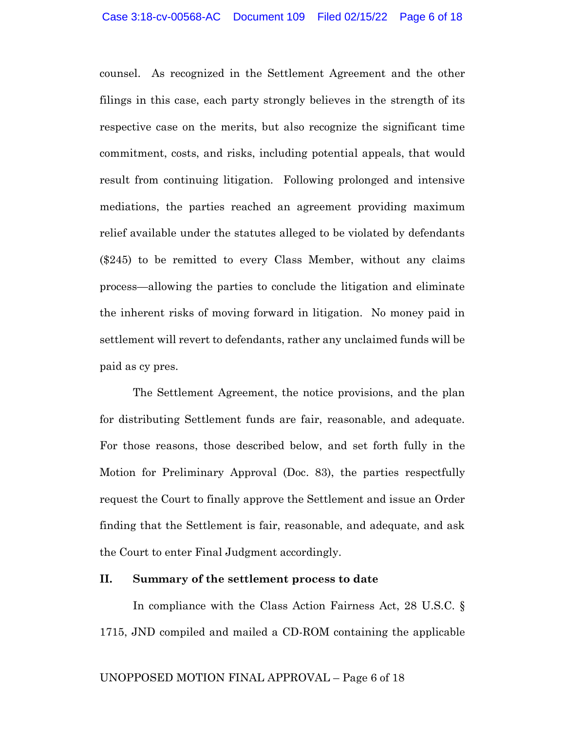counsel. As recognized in the Settlement Agreement and the other filings in this case, each party strongly believes in the strength of its respective case on the merits, but also recognize the significant time commitment, costs, and risks, including potential appeals, that would result from continuing litigation. Following prolonged and intensive mediations, the parties reached an agreement providing maximum relief available under the statutes alleged to be violated by defendants ($245) to be remitted to every Class Member, without any claims process—allowing the parties to conclude the litigation and eliminate the inherent risks of moving forward in litigation. No money paid in settlement will revert to defendants, rather any unclaimed funds will be paid as cy pres.

The Settlement Agreement, the notice provisions, and the plan for distributing Settlement funds are fair, reasonable, and adequate. For those reasons, those described below, and set forth fully in the Motion for Preliminary Approval (Doc. 83), the parties respectfully request the Court to finally approve the Settlement and issue an Order finding that the Settlement is fair, reasonable, and adequate, and ask the Court to enter Final Judgment accordingly.

## II. Summary of the settlement process to date

In compliance with the Class Action Fairness Act, 28 U.S.C. § 1715, JND compiled and mailed a CD-ROM containing the applicable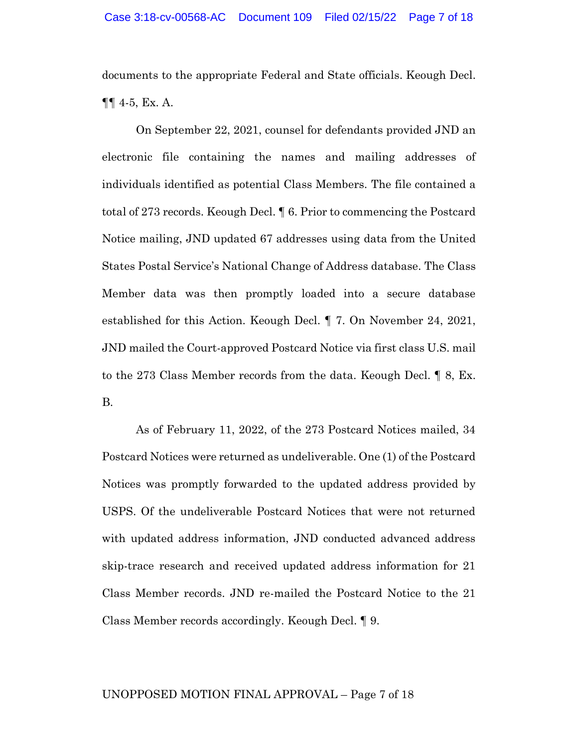documents to the appropriate Federal and State officials. Keough Decl. ¶¶ 4-5, Ex. A.

On September 22, 2021, counsel for defendants provided JND an electronic file containing the names and mailing addresses of individuals identified as potential Class Members. The file contained a total of 273 records. Keough Decl. ¶ 6. Prior to commencing the Postcard Notice mailing, JND updated 67 addresses using data from the United States Postal Service's National Change of Address database. The Class Member data was then promptly loaded into a secure database established for this Action. Keough Decl. ¶ 7. On November 24, 2021, JND mailed the Court-approved Postcard Notice via first class U.S. mail to the 273 Class Member records from the data. Keough Decl. ¶ 8, Ex. B.

As of February 11, 2022, of the 273 Postcard Notices mailed, 34 Postcard Notices were returned as undeliverable. One (1) of the Postcard Notices was promptly forwarded to the updated address provided by USPS. Of the undeliverable Postcard Notices that were not returned with updated address information, JND conducted advanced address skip-trace research and received updated address information for 21 Class Member records. JND re-mailed the Postcard Notice to the 21 Class Member records accordingly. Keough Decl. ¶ 9.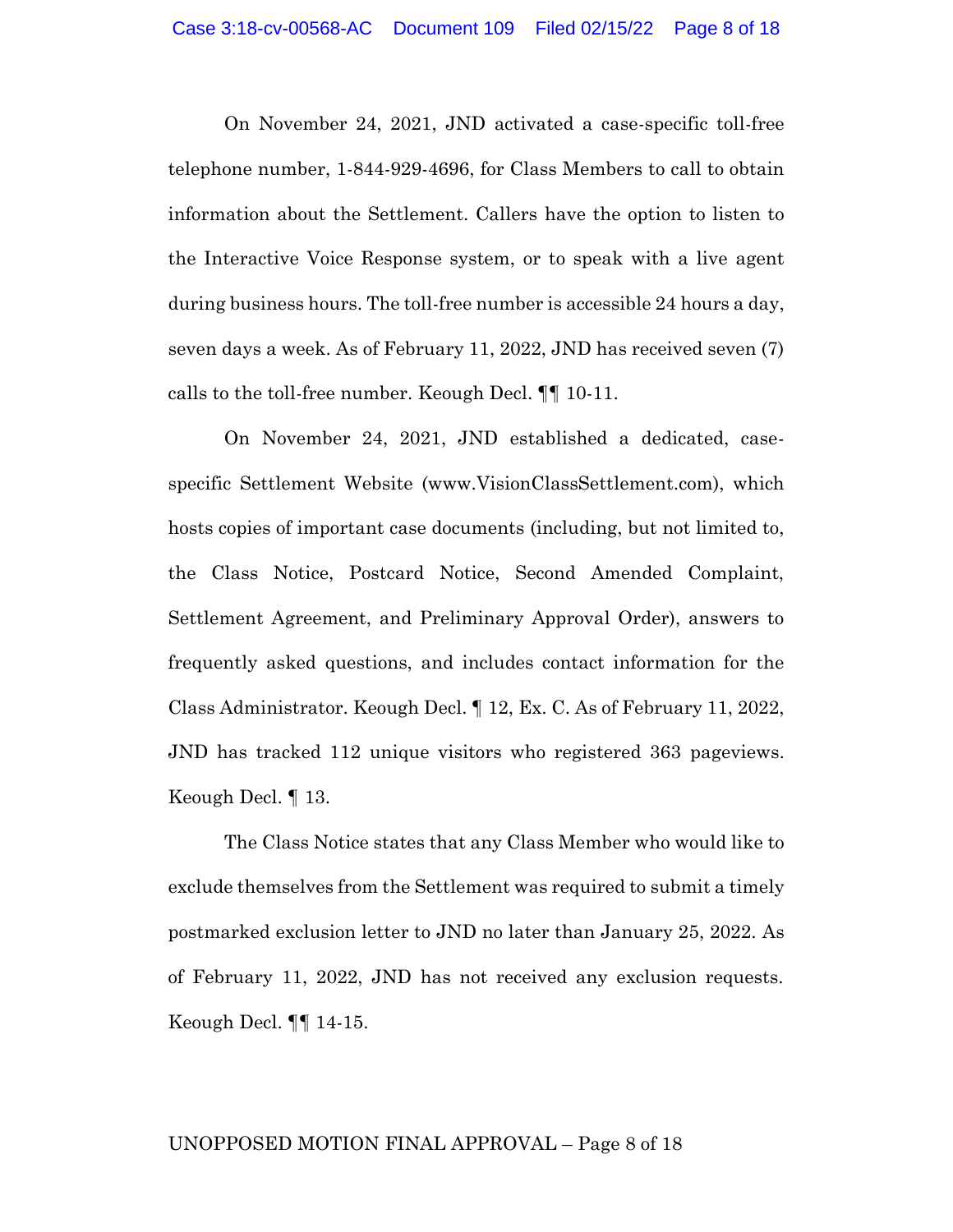On November 24, 2021, JND activated a case-specific toll-free telephone number, 1-844-929-4696, for Class Members to call to obtain information about the Settlement. Callers have the option to listen to the Interactive Voice Response system, or to speak with a live agent during business hours. The toll-free number is accessible 24 hours a day, seven days a week. As of February 11, 2022, JND has received seven (7) calls to the toll-free number. Keough Decl. ¶¶ 10-11.

On November 24, 2021, JND established a dedicated, case-specific Settlement Website (www.VisionClassSettlement.com), which hosts copies of important case documents (including, but not limited to, the Class Notice, Postcard Notice, Second Amended Complaint, Settlement Agreement, and Preliminary Approval Order), answers to frequently asked questions, and includes contact information for the Class Administrator. Keough Decl. ¶ 12, Ex. C. As of February 11, 2022, JND has tracked 112 unique visitors who registered 363 pageviews. Keough Decl. ¶ 13.

The Class Notice states that any Class Member who would like to exclude themselves from the Settlement was required to submit a timely postmarked exclusion letter to JND no later than January 25, 2022. As of February 11, 2022, JND has not received any exclusion requests. Keough Decl. ¶¶ 14-15.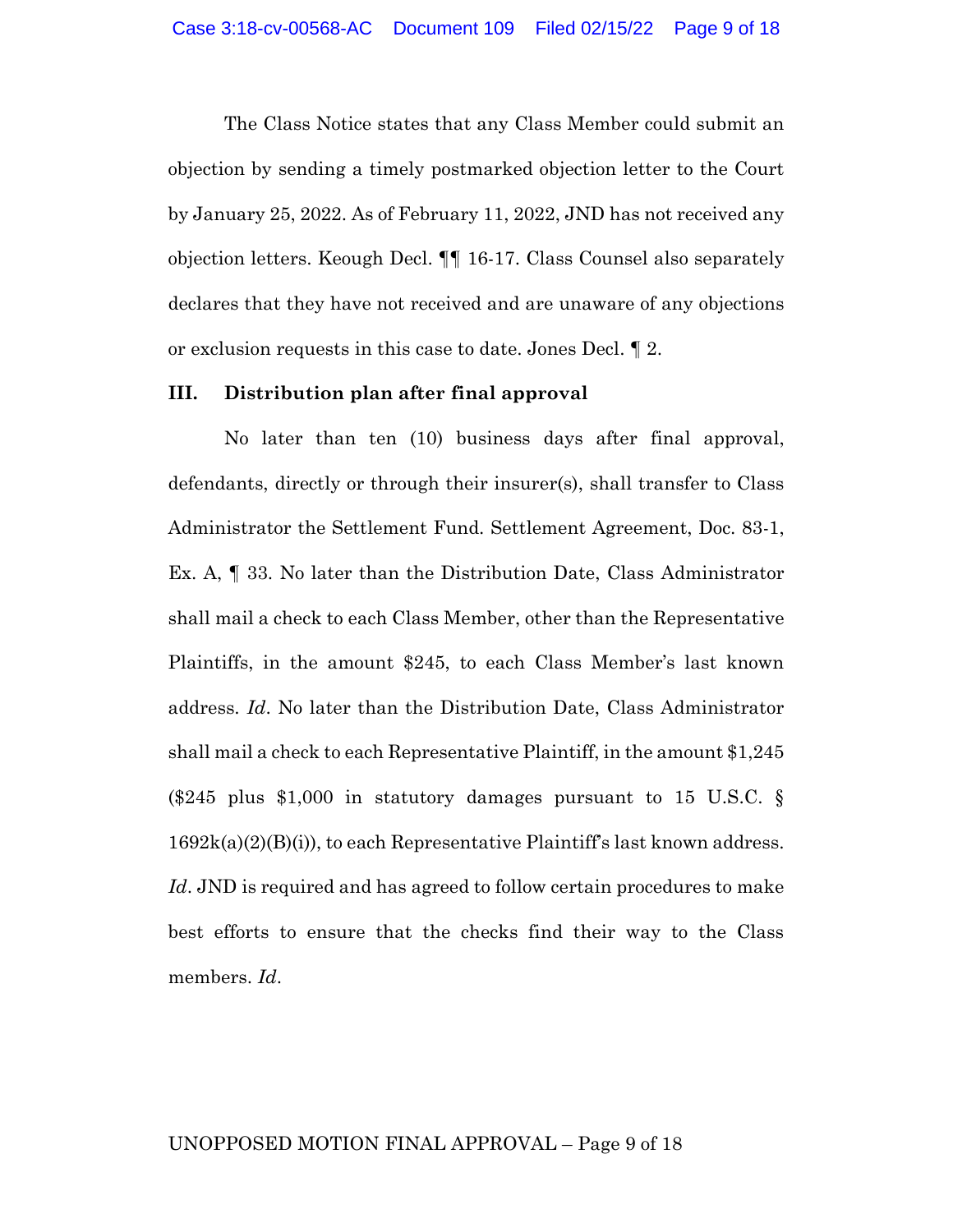The Class Notice states that any Class Member could submit an objection by sending a timely postmarked objection letter to the Court by January 25, 2022. As of February 11, 2022, JND has not received any objection letters. Keough Decl. ¶¶ 16-17. Class Counsel also separately declares that they have not received and are unaware of any objections or exclusion requests in this case to date. Jones Decl. ¶ 2.

## III. Distribution plan after final approval

No later than ten (10) business days after final approval, defendants, directly or through their insurer(s), shall transfer to Class Administrator the Settlement Fund. Settlement Agreement, Doc. 83-1, Ex. A, ¶ 33. No later than the Distribution Date, Class Administrator shall mail a check to each Class Member, other than the Representative Plaintiffs, in the amount $245, to each Class Member's last known address. *Id*. No later than the Distribution Date, Class Administrator shall mail a check to each Representative Plaintiff, in the amount $1,245 ($245 plus $1,000 in statutory damages pursuant to 15 U.S.C. § 1692k(a)(2)(B)(i)), to each Representative Plaintiff's last known address. *Id*. JND is required and has agreed to follow certain procedures to make best efforts to ensure that the checks find their way to the Class members. *Id*.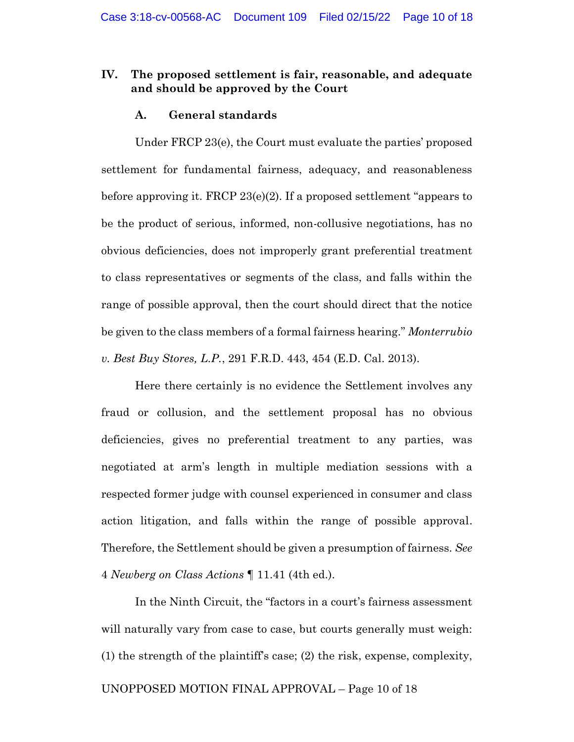## IV. The proposed settlement is fair, reasonable, and adequate and should be approved by the Court

### A. General standards

Under FRCP 23(e), the Court must evaluate the parties' proposed settlement for fundamental fairness, adequacy, and reasonableness before approving it. FRCP 23(e)(2). If a proposed settlement "appears to be the product of serious, informed, non-collusive negotiations, has no obvious deficiencies, does not improperly grant preferential treatment to class representatives or segments of the class, and falls within the range of possible approval, then the court should direct that the notice be given to the class members of a formal fairness hearing." *Monterrubio v. Best Buy Stores, L.P.*, 291 F.R.D. 443, 454 (E.D. Cal. 2013).

Here there certainly is no evidence the Settlement involves any fraud or collusion, and the settlement proposal has no obvious deficiencies, gives no preferential treatment to any parties, was negotiated at arm's length in multiple mediation sessions with a respected former judge with counsel experienced in consumer and class action litigation, and falls within the range of possible approval. Therefore, the Settlement should be given a presumption of fairness. *See* 4 *Newberg on Class Actions* ¶ 11.41 (4th ed.).

In the Ninth Circuit, the "factors in a court's fairness assessment will naturally vary from case to case, but courts generally must weigh: (1) the strength of the plaintiff's case; (2) the risk, expense, complexity,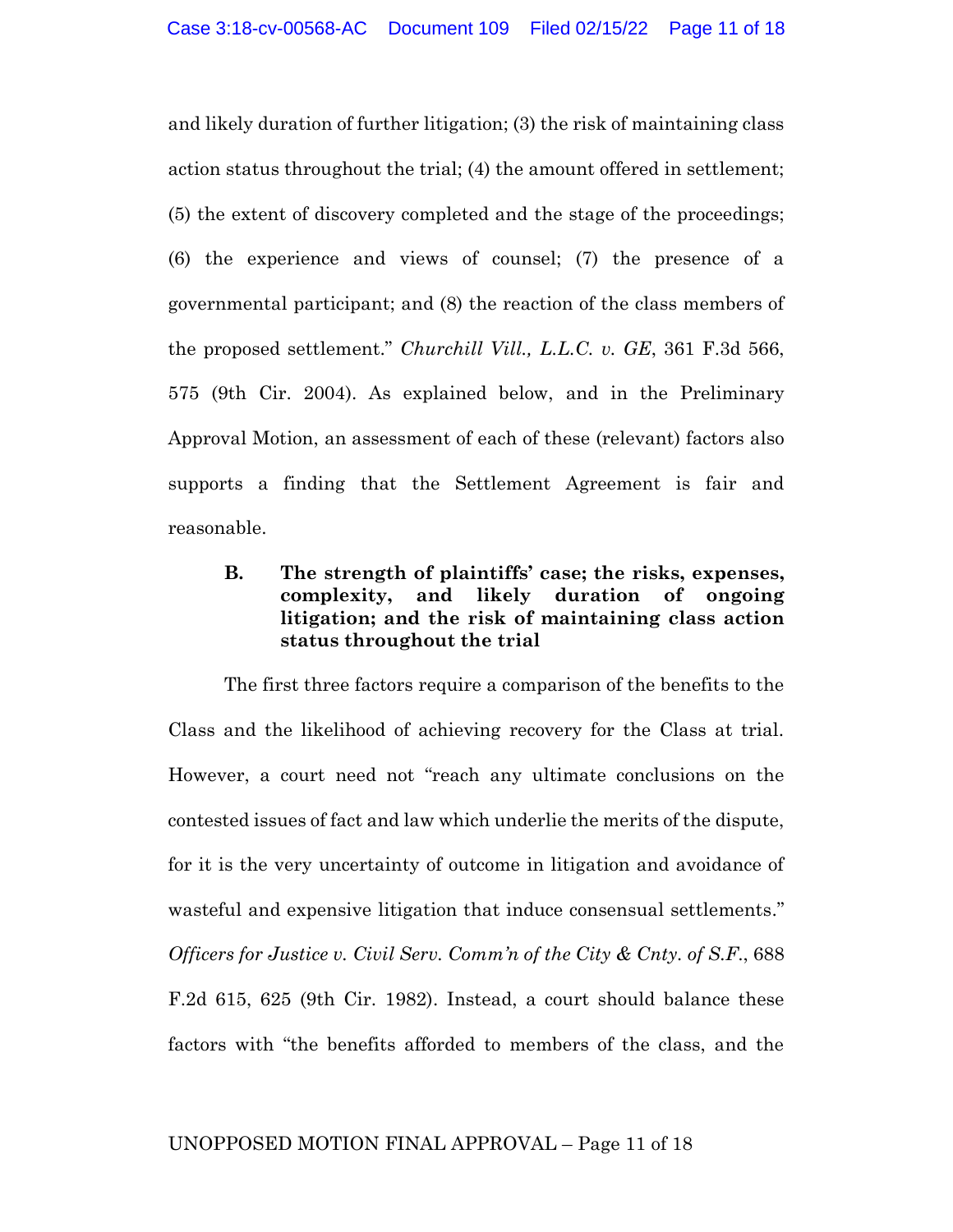and likely duration of further litigation; (3) the risk of maintaining class action status throughout the trial; (4) the amount offered in settlement; (5) the extent of discovery completed and the stage of the proceedings; (6) the experience and views of counsel; (7) the presence of a governmental participant; and (8) the reaction of the class members of the proposed settlement." *Churchill Vill., L.L.C. v. GE*, 361 F.3d 566, 575 (9th Cir. 2004). As explained below, and in the Preliminary Approval Motion, an assessment of each of these (relevant) factors also supports a finding that the Settlement Agreement is fair and reasonable.

### B. The strength of plaintiffs' case; the risks, expenses, complexity, and likely duration of ongoing litigation; and the risk of maintaining class action status throughout the trial

The first three factors require a comparison of the benefits to the Class and the likelihood of achieving recovery for the Class at trial. However, a court need not "reach any ultimate conclusions on the contested issues of fact and law which underlie the merits of the dispute, for it is the very uncertainty of outcome in litigation and avoidance of wasteful and expensive litigation that induce consensual settlements." *Officers for Justice v. Civil Serv. Comm'n of the City & Cnty. of S.F.*, 688 F.2d 615, 625 (9th Cir. 1982). Instead, a court should balance these factors with "the benefits afforded to members of the class, and the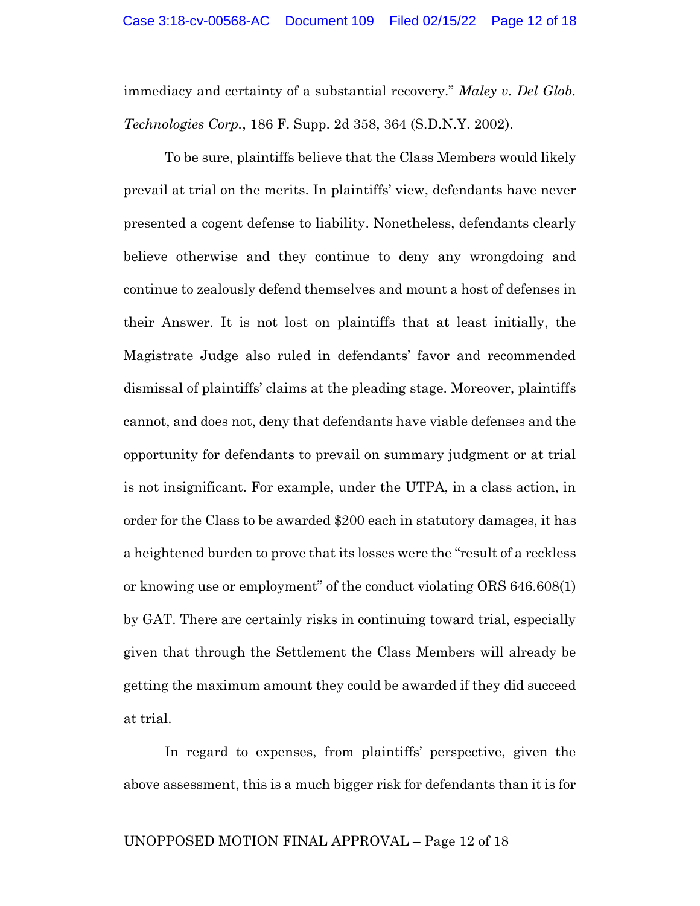immediacy and certainty of a substantial recovery." *Maley v. Del Glob. Technologies Corp.*, 186 F. Supp. 2d 358, 364 (S.D.N.Y. 2002).

To be sure, plaintiffs believe that the Class Members would likely prevail at trial on the merits. In plaintiffs' view, defendants have never presented a cogent defense to liability. Nonetheless, defendants clearly believe otherwise and they continue to deny any wrongdoing and continue to zealously defend themselves and mount a host of defenses in their Answer. It is not lost on plaintiffs that at least initially, the Magistrate Judge also ruled in defendants' favor and recommended dismissal of plaintiffs' claims at the pleading stage. Moreover, plaintiffs cannot, and does not, deny that defendants have viable defenses and the opportunity for defendants to prevail on summary judgment or at trial is not insignificant. For example, under the UTPA, in a class action, in order for the Class to be awarded $200 each in statutory damages, it has a heightened burden to prove that its losses were the "result of a reckless or knowing use or employment" of the conduct violating ORS 646.608(1) by GAT. There are certainly risks in continuing toward trial, especially given that through the Settlement the Class Members will already be getting the maximum amount they could be awarded if they did succeed at trial.

In regard to expenses, from plaintiffs' perspective, given the above assessment, this is a much bigger risk for defendants than it is for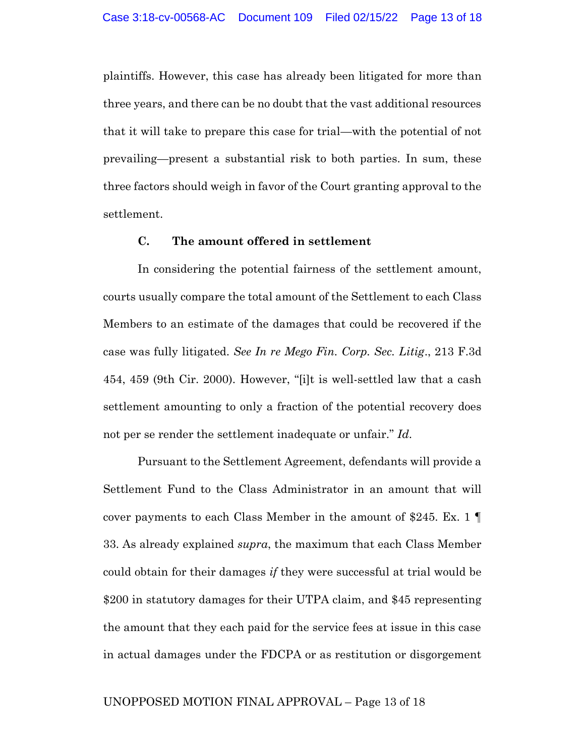plaintiffs. However, this case has already been litigated for more than three years, and there can be no doubt that the vast additional resources that it will take to prepare this case for trial—with the potential of not prevailing—present a substantial risk to both parties. In sum, these three factors should weigh in favor of the Court granting approval to the settlement.

### C. The amount offered in settlement

In considering the potential fairness of the settlement amount, courts usually compare the total amount of the Settlement to each Class Members to an estimate of the damages that could be recovered if the case was fully litigated. *See In re Mego Fin. Corp. Sec. Litig*., 213 F.3d 454, 459 (9th Cir. 2000). However, "[i]t is well-settled law that a cash settlement amounting to only a fraction of the potential recovery does not per se render the settlement inadequate or unfair." *Id*.

Pursuant to the Settlement Agreement, defendants will provide a Settlement Fund to the Class Administrator in an amount that will cover payments to each Class Member in the amount of $245. Ex. 1 ¶ 33. As already explained *supra*, the maximum that each Class Member could obtain for their damages *if* they were successful at trial would be $200 in statutory damages for their UTPA claim, and $45 representing the amount that they each paid for the service fees at issue in this case in actual damages under the FDCPA or as restitution or disgorgement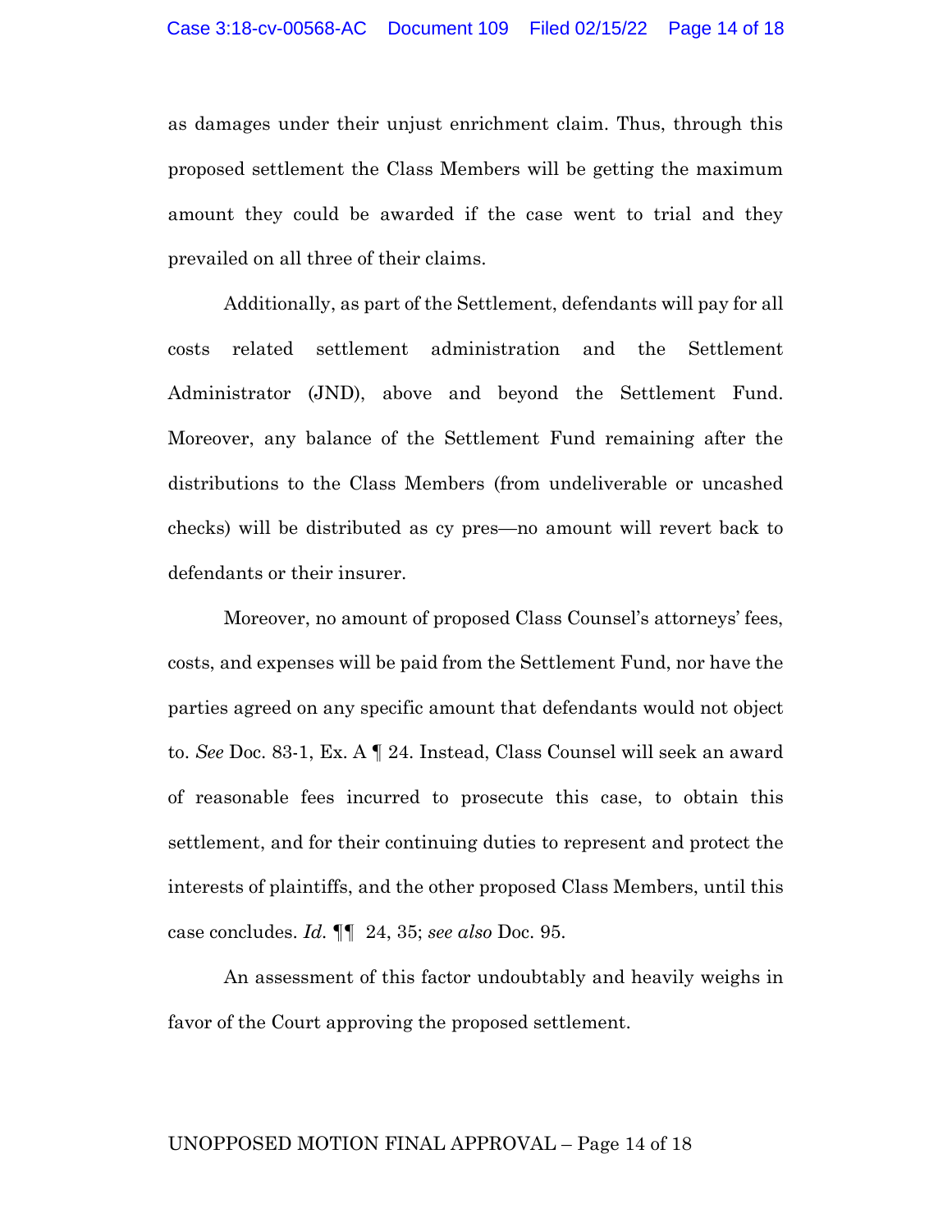as damages under their unjust enrichment claim. Thus, through this proposed settlement the Class Members will be getting the maximum amount they could be awarded if the case went to trial and they prevailed on all three of their claims.

Additionally, as part of the Settlement, defendants will pay for all costs related settlement administration and the Settlement Administrator (JND), above and beyond the Settlement Fund. Moreover, any balance of the Settlement Fund remaining after the distributions to the Class Members (from undeliverable or uncashed checks) will be distributed as cy pres—no amount will revert back to defendants or their insurer.

Moreover, no amount of proposed Class Counsel's attorneys' fees, costs, and expenses will be paid from the Settlement Fund, nor have the parties agreed on any specific amount that defendants would not object to. *See* Doc. 83-1, Ex. A ¶ 24. Instead, Class Counsel will seek an award of reasonable fees incurred to prosecute this case, to obtain this settlement, and for their continuing duties to represent and protect the interests of plaintiffs, and the other proposed Class Members, until this case concludes. *Id.* ¶¶ 24, 35; *see also* Doc. 95.

An assessment of this factor undoubtably and heavily weighs in favor of the Court approving the proposed settlement.

UNOPPOSED MOTION FINAL APPROVAL – Page 14 of 18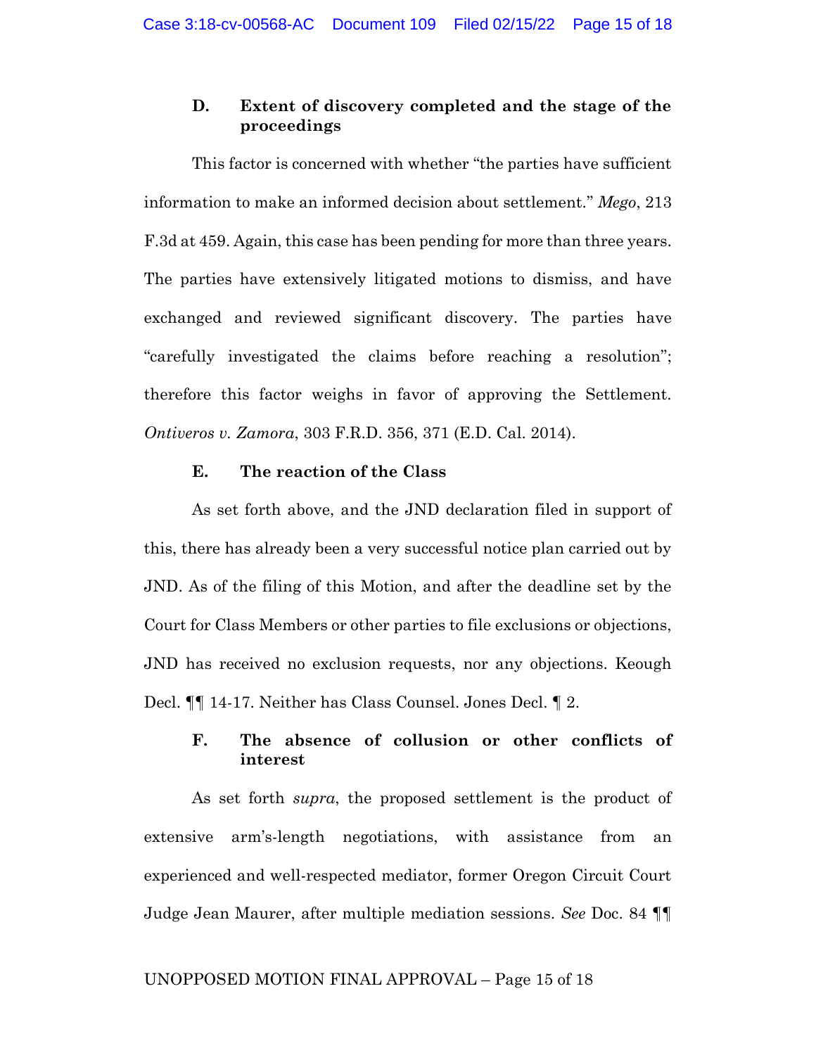### D. Extent of discovery completed and the stage of the proceedings

This factor is concerned with whether "the parties have sufficient information to make an informed decision about settlement." *Mego*, 213 F.3d at 459. Again, this case has been pending for more than three years. The parties have extensively litigated motions to dismiss, and have exchanged and reviewed significant discovery. The parties have "carefully investigated the claims before reaching a resolution"; therefore this factor weighs in favor of approving the Settlement. *Ontiveros v. Zamora*, 303 F.R.D. 356, 371 (E.D. Cal. 2014).

### E. The reaction of the Class

As set forth above, and the JND declaration filed in support of this, there has already been a very successful notice plan carried out by JND. As of the filing of this Motion, and after the deadline set by the Court for Class Members or other parties to file exclusions or objections, JND has received no exclusion requests, nor any objections. Keough Decl. ¶¶ 14-17. Neither has Class Counsel. Jones Decl. ¶ 2.

### F. The absence of collusion or other conflicts of interest

As set forth *supra*, the proposed settlement is the product of extensive arm's-length negotiations, with assistance from an experienced and well-respected mediator, former Oregon Circuit Court Judge Jean Maurer, after multiple mediation sessions. *See* Doc. 84 ¶¶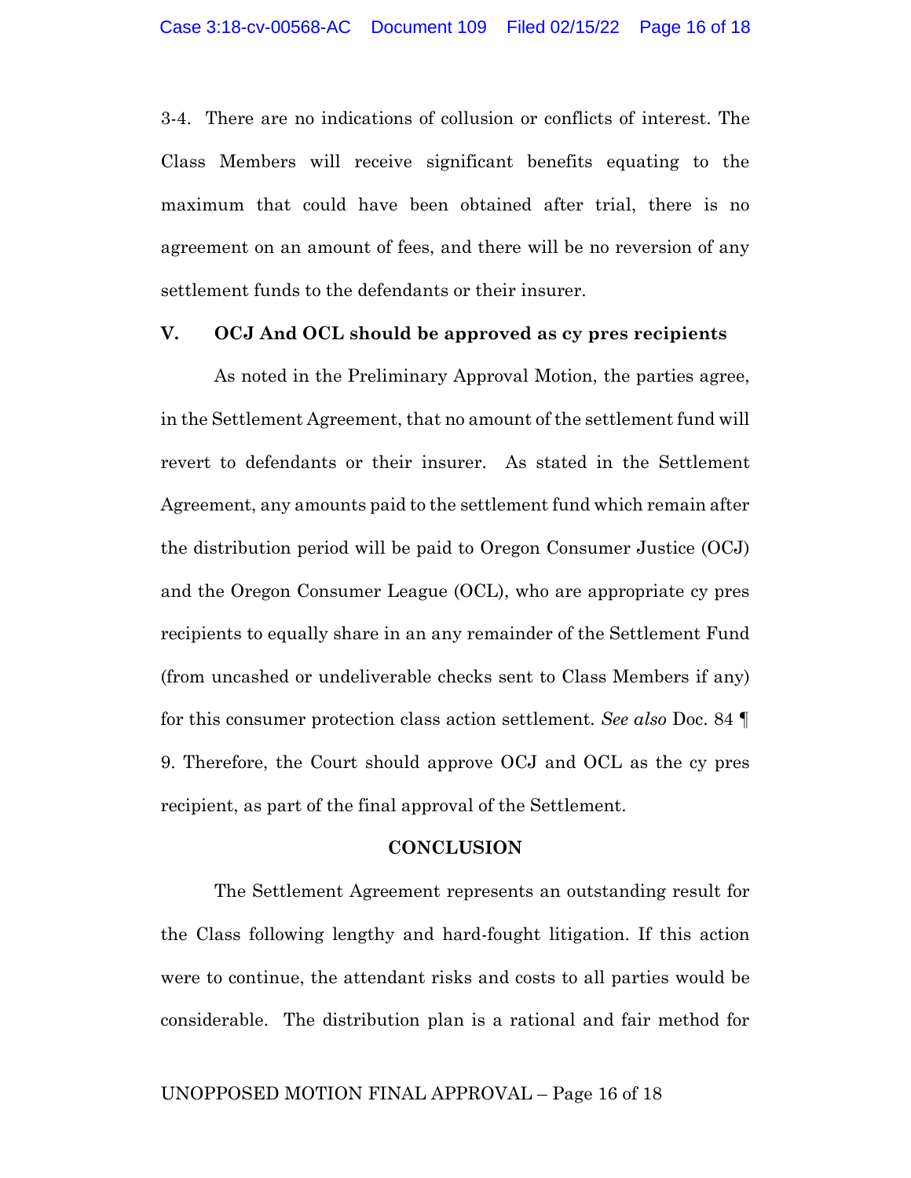3-4. There are no indications of collusion or conflicts of interest. The Class Members will receive significant benefits equating to the maximum that could have been obtained after trial, there is no agreement on an amount of fees, and there will be no reversion of any settlement funds to the defendants or their insurer.

## V. OCJ And OCL should be approved as cy pres recipients

As noted in the Preliminary Approval Motion, the parties agree, in the Settlement Agreement, that no amount of the settlement fund will revert to defendants or their insurer. As stated in the Settlement Agreement, any amounts paid to the settlement fund which remain after the distribution period will be paid to Oregon Consumer Justice (OCJ) and the Oregon Consumer League (OCL), who are appropriate cy pres recipients to equally share in an any remainder of the Settlement Fund (from uncashed or undeliverable checks sent to Class Members if any) for this consumer protection class action settlement. *See also* Doc. 84 ¶ 9. Therefore, the Court should approve OCJ and OCL as the cy pres recipient, as part of the final approval of the Settlement.

## CONCLUSION

The Settlement Agreement represents an outstanding result for the Class following lengthy and hard-fought litigation. If this action were to continue, the attendant risks and costs to all parties would be considerable. The distribution plan is a rational and fair method for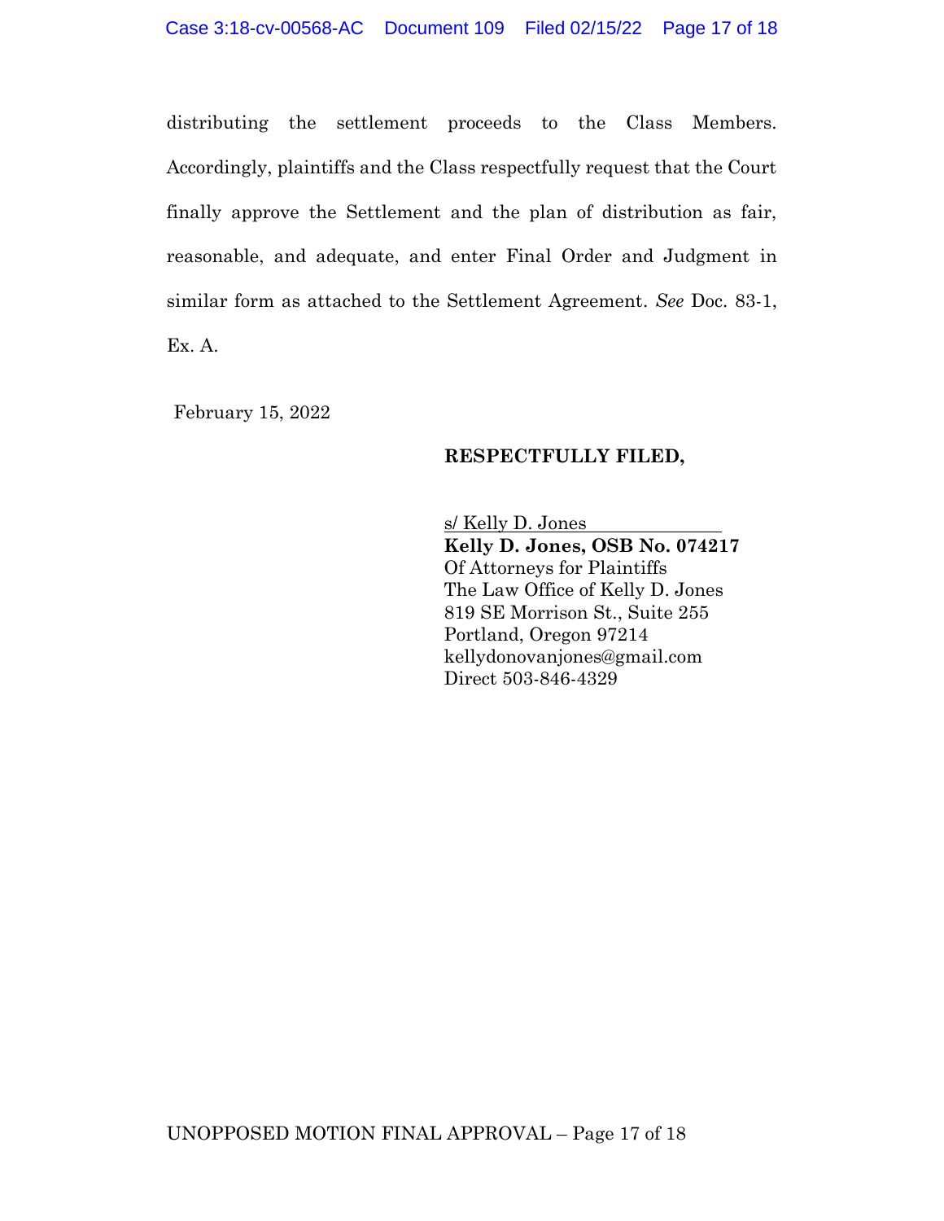distributing the settlement proceeds to the Class Members. Accordingly, plaintiffs and the Class respectfully request that the Court finally approve the Settlement and the plan of distribution as fair, reasonable, and adequate, and enter Final Order and Judgment in similar form as attached to the Settlement Agreement. *See* Doc. 83-1, Ex. A.

February 15, 2022

**RESPECTFULLY FILED,**

s/ Kelly D. Jones
**Kelly D. Jones, OSB No. 074217**
Of Attorneys for Plaintiffs
The Law Office of Kelly D. Jones
819 SE Morrison St., Suite 255
Portland, Oregon 97214
kellydonovanjones@gmail.com
Direct 503-846-4329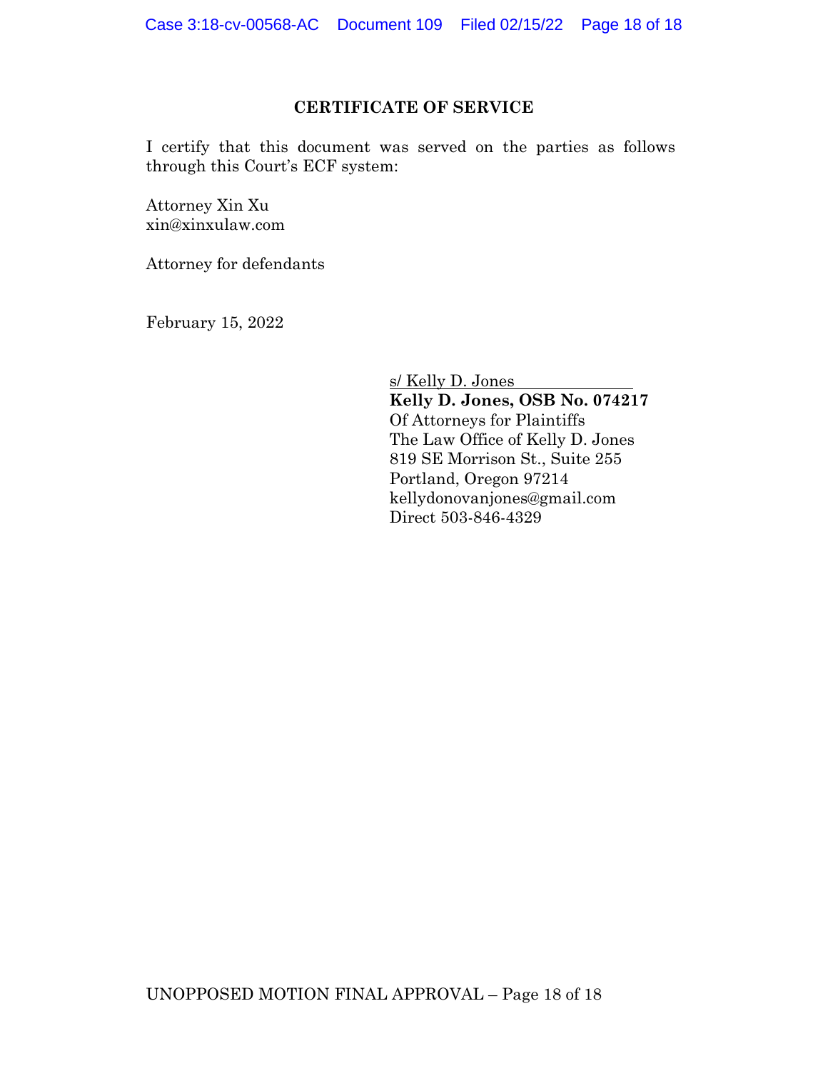## CERTIFICATE OF SERVICE

I certify that this document was served on the parties as follows through this Court's ECF system:

Attorney Xin Xu
xin@xinxulaw.com

Attorney for defendants

February 15, 2022

s/ Kelly D. Jones
**Kelly D. Jones, OSB No. 074217**
Of Attorneys for Plaintiffs
The Law Office of Kelly D. Jones
819 SE Morrison St., Suite 255
Portland, Oregon 97214
kellydonovanjones@gmail.com
Direct 503-846-4329